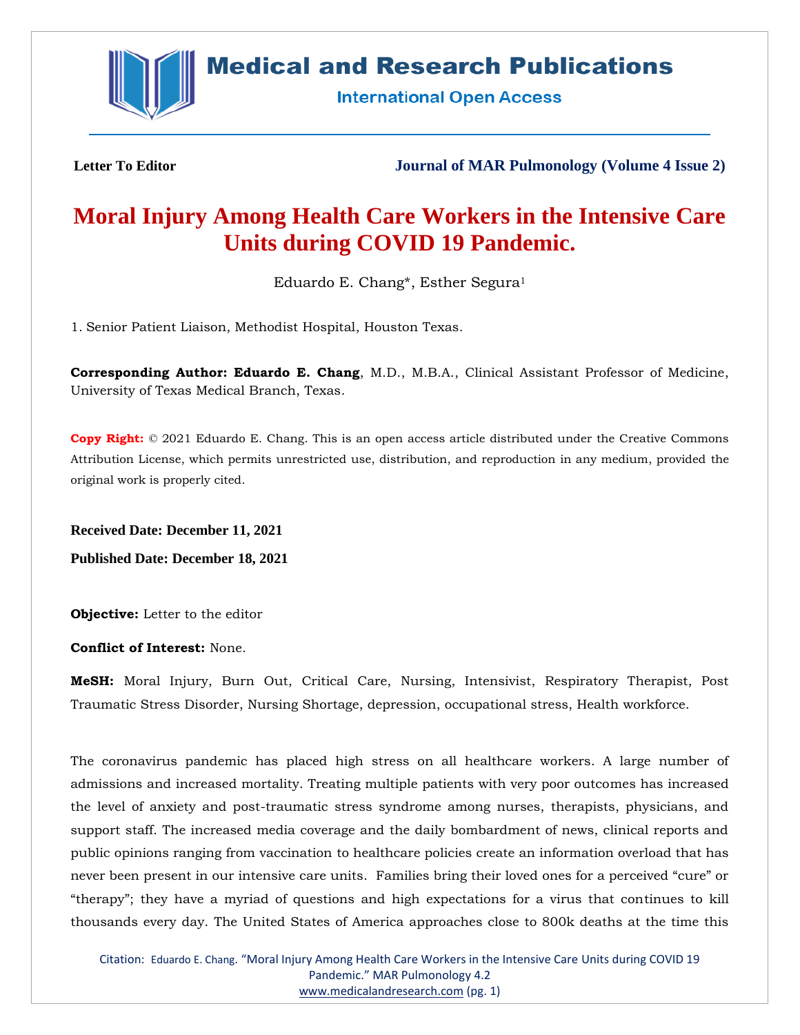Letter To Editor

**Journal of MAR Pulmonology (Volume 4 Issue 2)**

# Moral Injury Among Health Care Workers in the Intensive Care Units during COVID 19 Pandemic.

Eduardo E. Chang*, Esther Segura[1]

1. Senior Patient Liaison, Methodist Hospital, Houston Texas.

**Corresponding Author: Eduardo E. Chang**, M.D., M.B.A., Clinical Assistant Professor of Medicine, University of Texas Medical Branch, Texas.

**Copy Right:** © 2021 Eduardo E. Chang. This is an open access article distributed under the Creative Commons Attribution License, which permits unrestricted use, distribution, and reproduction in any medium, provided the original work is properly cited.

**Received Date: December 11, 2021**

**Published Date: December 18, 2021**

**Objective:** Letter to the editor

**Conflict of Interest:** None.

**MeSH:** Moral Injury, Burn Out, Critical Care, Nursing, Intensivist, Respiratory Therapist, Post Traumatic Stress Disorder, Nursing Shortage, depression, occupational stress, Health workforce.

The coronavirus pandemic has placed high stress on all healthcare workers. A large number of admissions and increased mortality. Treating multiple patients with very poor outcomes has increased the level of anxiety and post-traumatic stress syndrome among nurses, therapists, physicians, and support staff. The increased media coverage and the daily bombardment of news, clinical reports and public opinions ranging from vaccination to healthcare policies create an information overload that has never been present in our intensive care units. Families bring their loved ones for a perceived "cure" or "therapy"; they have a myriad of questions and high expectations for a virus that continues to kill thousands every day. The United States of America approaches close to 800k deaths at the time this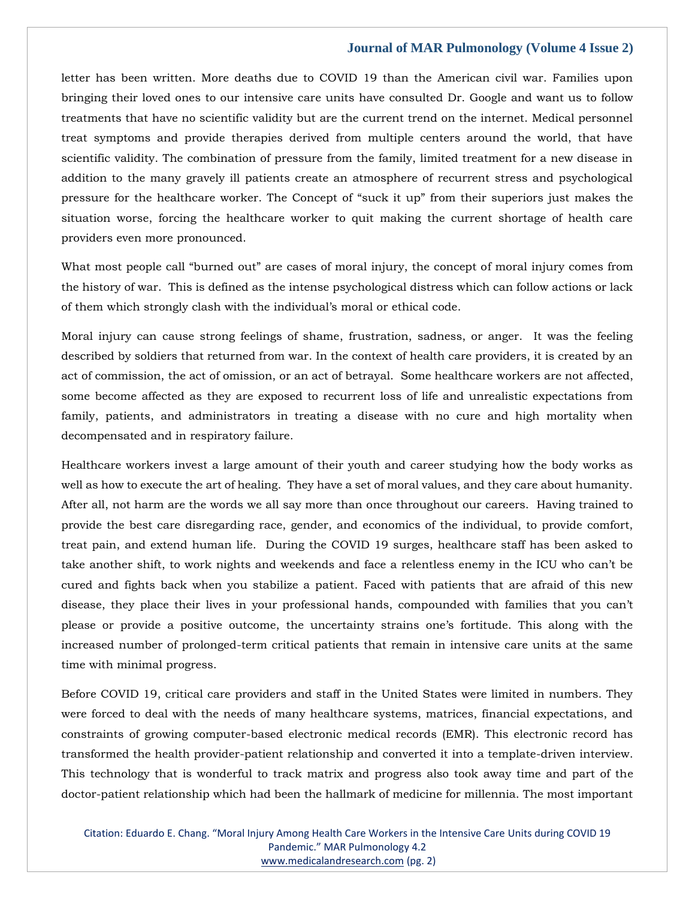letter has been written. More deaths due to COVID 19 than the American civil war. Families upon bringing their loved ones to our intensive care units have consulted Dr. Google and want us to follow treatments that have no scientific validity but are the current trend on the internet. Medical personnel treat symptoms and provide therapies derived from multiple centers around the world, that have scientific validity. The combination of pressure from the family, limited treatment for a new disease in addition to the many gravely ill patients create an atmosphere of recurrent stress and psychological pressure for the healthcare worker. The Concept of "suck it up" from their superiors just makes the situation worse, forcing the healthcare worker to quit making the current shortage of health care providers even more pronounced.

What most people call "burned out" are cases of moral injury, the concept of moral injury comes from the history of war. This is defined as the intense psychological distress which can follow actions or lack of them which strongly clash with the individual's moral or ethical code.

Moral injury can cause strong feelings of shame, frustration, sadness, or anger. It was the feeling described by soldiers that returned from war. In the context of health care providers, it is created by an act of commission, the act of omission, or an act of betrayal. Some healthcare workers are not affected, some become affected as they are exposed to recurrent loss of life and unrealistic expectations from family, patients, and administrators in treating a disease with no cure and high mortality when decompensated and in respiratory failure.

Healthcare workers invest a large amount of their youth and career studying how the body works as well as how to execute the art of healing. They have a set of moral values, and they care about humanity. After all, not harm are the words we all say more than once throughout our careers. Having trained to provide the best care disregarding race, gender, and economics of the individual, to provide comfort, treat pain, and extend human life. During the COVID 19 surges, healthcare staff has been asked to take another shift, to work nights and weekends and face a relentless enemy in the ICU who can't be cured and fights back when you stabilize a patient. Faced with patients that are afraid of this new disease, they place their lives in your professional hands, compounded with families that you can't please or provide a positive outcome, the uncertainty strains one's fortitude. This along with the increased number of prolonged-term critical patients that remain in intensive care units at the same time with minimal progress.

Before COVID 19, critical care providers and staff in the United States were limited in numbers. They were forced to deal with the needs of many healthcare systems, matrices, financial expectations, and constraints of growing computer-based electronic medical records (EMR). This electronic record has transformed the health provider-patient relationship and converted it into a template-driven interview. This technology that is wonderful to track matrix and progress also took away time and part of the doctor-patient relationship which had been the hallmark of medicine for millennia. The most important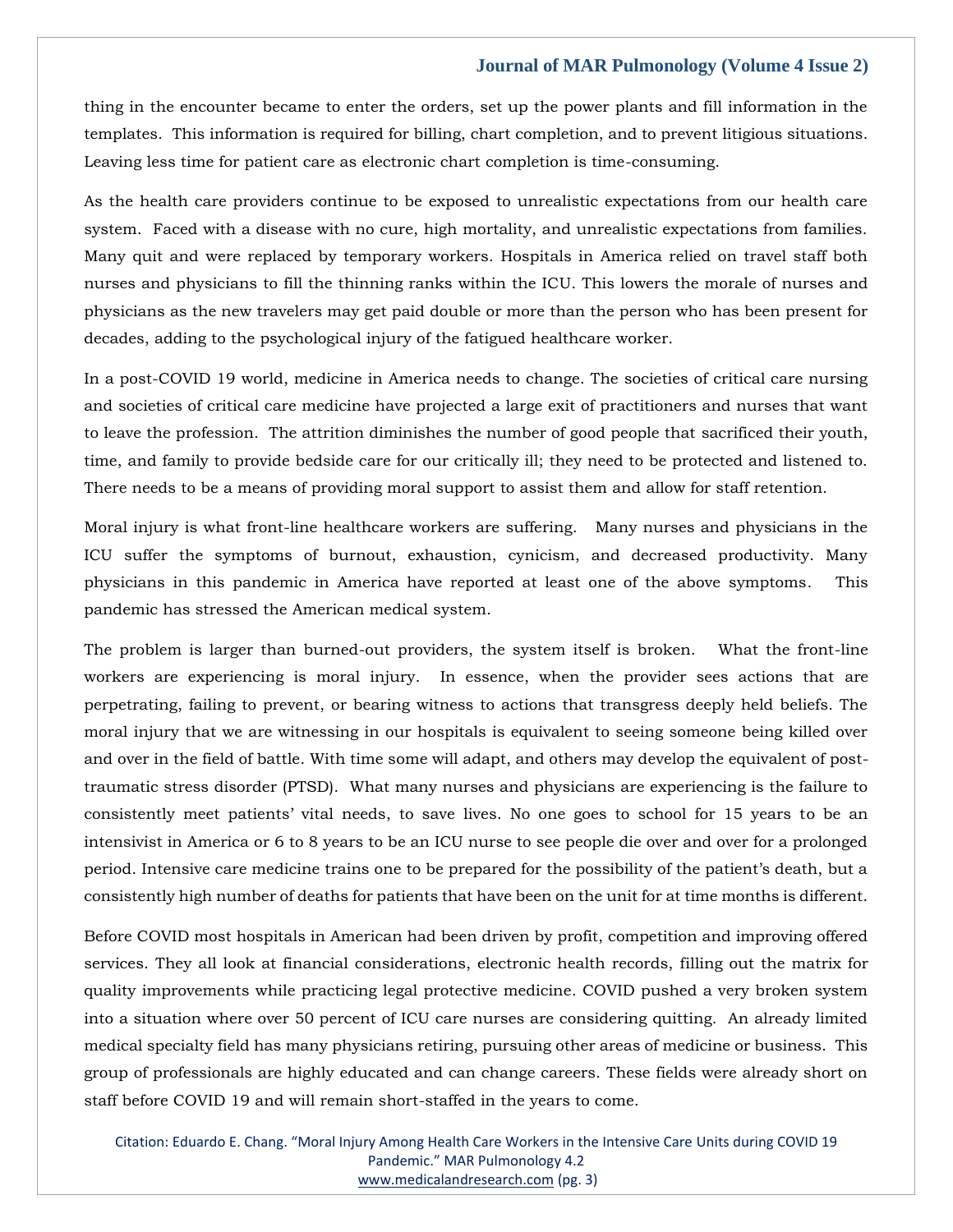thing in the encounter became to enter the orders, set up the power plants and fill information in the templates. This information is required for billing, chart completion, and to prevent litigious situations. Leaving less time for patient care as electronic chart completion is time-consuming.

As the health care providers continue to be exposed to unrealistic expectations from our health care system. Faced with a disease with no cure, high mortality, and unrealistic expectations from families. Many quit and were replaced by temporary workers. Hospitals in America relied on travel staff both nurses and physicians to fill the thinning ranks within the ICU. This lowers the morale of nurses and physicians as the new travelers may get paid double or more than the person who has been present for decades, adding to the psychological injury of the fatigued healthcare worker.

In a post-COVID 19 world, medicine in America needs to change. The societies of critical care nursing and societies of critical care medicine have projected a large exit of practitioners and nurses that want to leave the profession. The attrition diminishes the number of good people that sacrificed their youth, time, and family to provide bedside care for our critically ill; they need to be protected and listened to. There needs to be a means of providing moral support to assist them and allow for staff retention.

Moral injury is what front-line healthcare workers are suffering. Many nurses and physicians in the ICU suffer the symptoms of burnout, exhaustion, cynicism, and decreased productivity. Many physicians in this pandemic in America have reported at least one of the above symptoms. This pandemic has stressed the American medical system.

The problem is larger than burned-out providers, the system itself is broken. What the front-line workers are experiencing is moral injury. In essence, when the provider sees actions that are perpetrating, failing to prevent, or bearing witness to actions that transgress deeply held beliefs. The moral injury that we are witnessing in our hospitals is equivalent to seeing someone being killed over and over in the field of battle. With time some will adapt, and others may develop the equivalent of post-traumatic stress disorder (PTSD). What many nurses and physicians are experiencing is the failure to consistently meet patients' vital needs, to save lives. No one goes to school for 15 years to be an intensivist in America or 6 to 8 years to be an ICU nurse to see people die over and over for a prolonged period. Intensive care medicine trains one to be prepared for the possibility of the patient's death, but a consistently high number of deaths for patients that have been on the unit for at time months is different.

Before COVID most hospitals in American had been driven by profit, competition and improving offered services. They all look at financial considerations, electronic health records, filling out the matrix for quality improvements while practicing legal protective medicine. COVID pushed a very broken system into a situation where over 50 percent of ICU care nurses are considering quitting. An already limited medical specialty field has many physicians retiring, pursuing other areas of medicine or business. This group of professionals are highly educated and can change careers. These fields were already short on staff before COVID 19 and will remain short-staffed in the years to come.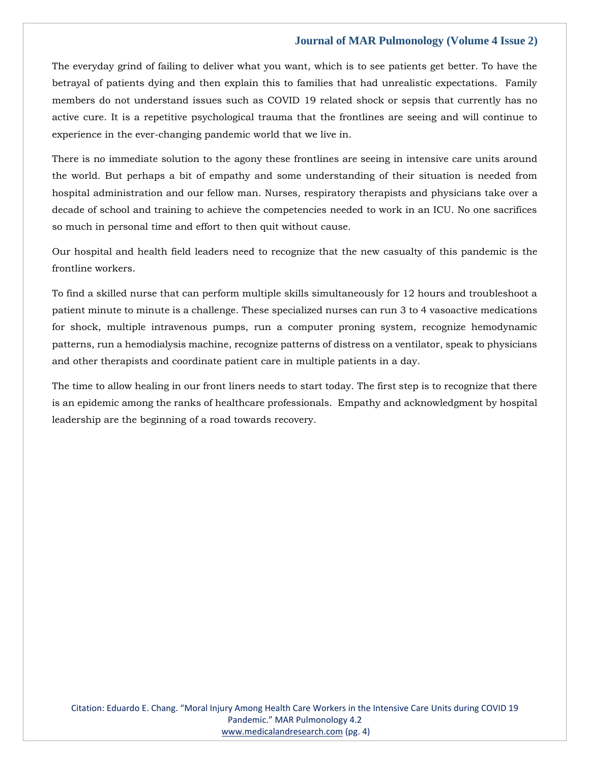The everyday grind of failing to deliver what you want, which is to see patients get better. To have the betrayal of patients dying and then explain this to families that had unrealistic expectations. Family members do not understand issues such as COVID 19 related shock or sepsis that currently has no active cure. It is a repetitive psychological trauma that the frontlines are seeing and will continue to experience in the ever-changing pandemic world that we live in.

There is no immediate solution to the agony these frontlines are seeing in intensive care units around the world. But perhaps a bit of empathy and some understanding of their situation is needed from hospital administration and our fellow man. Nurses, respiratory therapists and physicians take over a decade of school and training to achieve the competencies needed to work in an ICU. No one sacrifices so much in personal time and effort to then quit without cause.

Our hospital and health field leaders need to recognize that the new casualty of this pandemic is the frontline workers.

To find a skilled nurse that can perform multiple skills simultaneously for 12 hours and troubleshoot a patient minute to minute is a challenge. These specialized nurses can run 3 to 4 vasoactive medications for shock, multiple intravenous pumps, run a computer proning system, recognize hemodynamic patterns, run a hemodialysis machine, recognize patterns of distress on a ventilator, speak to physicians and other therapists and coordinate patient care in multiple patients in a day.

The time to allow healing in our front liners needs to start today. The first step is to recognize that there is an epidemic among the ranks of healthcare professionals. Empathy and acknowledgment by hospital leadership are the beginning of a road towards recovery.